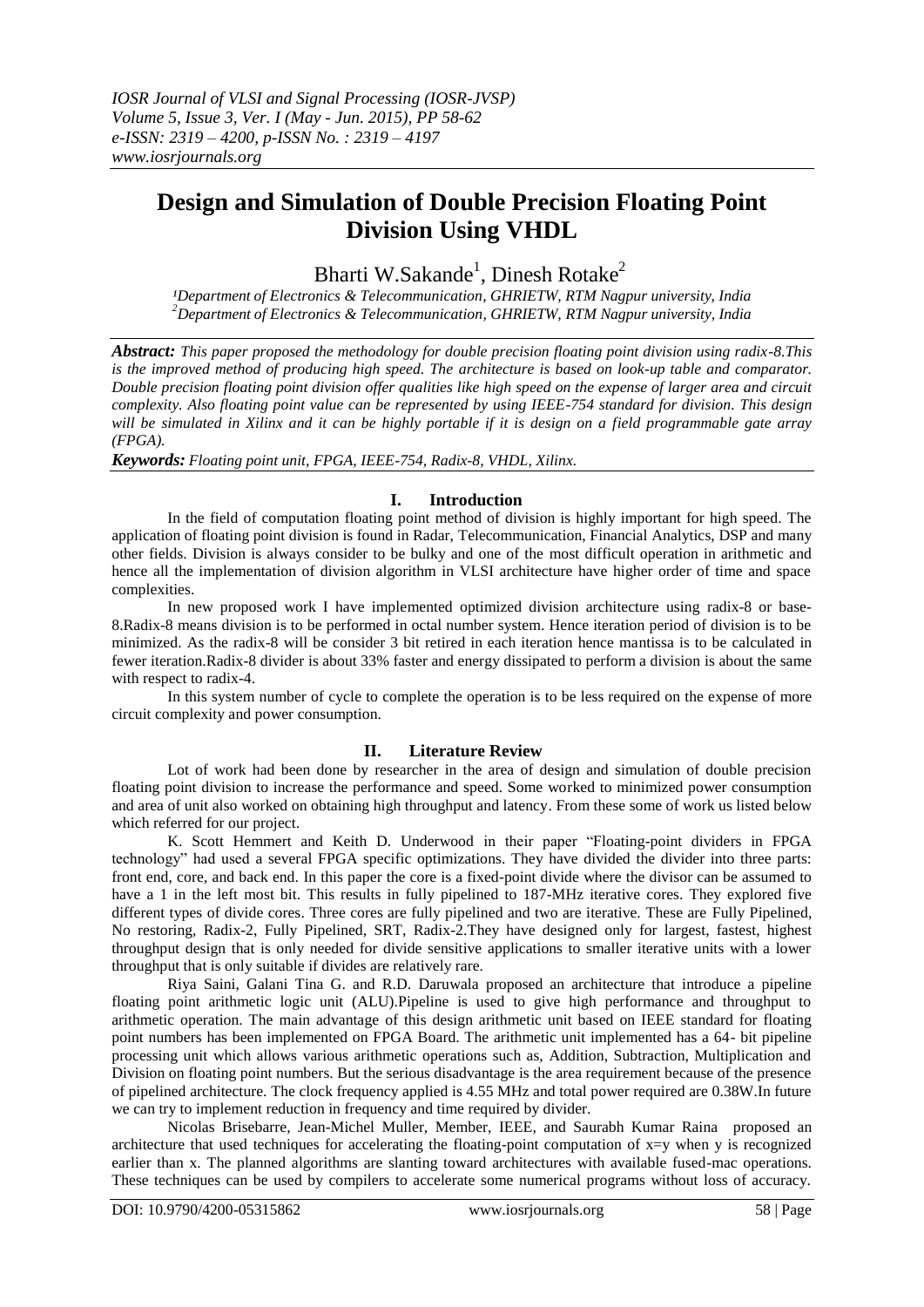# Design and Simulation of Double Precision Floating Point Division Using VHDL

Bharti W.Sakande[1], Dinesh Rotake[2]

[1]Department of Electronics & Telecommunication, GHRIETW, RTM Nagpur university, India
[2]Department of Electronics & Telecommunication, GHRIETW, RTM Nagpur university, India

***Abstract:*** *This paper proposed the methodology for double precision floating point division using radix-8.This is the improved method of producing high speed. The architecture is based on look-up table and comparator. Double precision floating point division offer qualities like high speed on the expense of larger area and circuit complexity. Also floating point value can be represented by using IEEE-754 standard for division. This design will be simulated in Xilinx and it can be highly portable if it is design on a field programmable gate array (FPGA).*

***Keywords:*** *Floating point unit, FPGA, IEEE-754, Radix-8, VHDL, Xilinx.*

## I. Introduction

In the field of computation floating point method of division is highly important for high speed. The application of floating point division is found in Radar, Telecommunication, Financial Analytics, DSP and many other fields. Division is always consider to be bulky and one of the most difficult operation in arithmetic and hence all the implementation of division algorithm in VLSI architecture have higher order of time and space complexities.

In new proposed work I have implemented optimized division architecture using radix-8 or base-8.Radix-8 means division is to be performed in octal number system. Hence iteration period of division is to be minimized. As the radix-8 will be consider 3 bit retired in each iteration hence mantissa is to be calculated in fewer iteration.Radix-8 divider is about 33% faster and energy dissipated to perform a division is about the same with respect to radix-4.

In this system number of cycle to complete the operation is to be less required on the expense of more circuit complexity and power consumption.

## II. Literature Review

Lot of work had been done by researcher in the area of design and simulation of double precision floating point division to increase the performance and speed. Some worked to minimized power consumption and area of unit also worked on obtaining high throughput and latency. From these some of work us listed below which referred for our project.

K. Scott Hemmert and Keith D. Underwood in their paper "Floating-point dividers in FPGA technology" had used a several FPGA specific optimizations. They have divided the divider into three parts: front end, core, and back end. In this paper the core is a fixed-point divide where the divisor can be assumed to have a 1 in the left most bit. This results in fully pipelined to 187-MHz iterative cores. They explored five different types of divide cores. Three cores are fully pipelined and two are iterative. These are Fully Pipelined, No restoring, Radix-2, Fully Pipelined, SRT, Radix-2.They have designed only for largest, fastest, highest throughput design that is only needed for divide sensitive applications to smaller iterative units with a lower throughput that is only suitable if divides are relatively rare.

Riya Saini, Galani Tina G. and R.D. Daruwala proposed an architecture that introduce a pipeline floating point arithmetic logic unit (ALU).Pipeline is used to give high performance and throughput to arithmetic operation. The main advantage of this design arithmetic unit based on IEEE standard for floating point numbers has been implemented on FPGA Board. The arithmetic unit implemented has a 64- bit pipeline processing unit which allows various arithmetic operations such as, Addition, Subtraction, Multiplication and Division on floating point numbers. But the serious disadvantage is the area requirement because of the presence of pipelined architecture. The clock frequency applied is 4.55 MHz and total power required are 0.38W.In future we can try to implement reduction in frequency and time required by divider.

Nicolas Brisebarre, Jean-Michel Muller, Member, IEEE, and Saurabh Kumar Raina proposed an architecture that used techniques for accelerating the floating-point computation of x=y when y is recognized earlier than x. The planned algorithms are slanting toward architectures with available fused-mac operations. These techniques can be used by compilers to accelerate some numerical programs without loss of accuracy.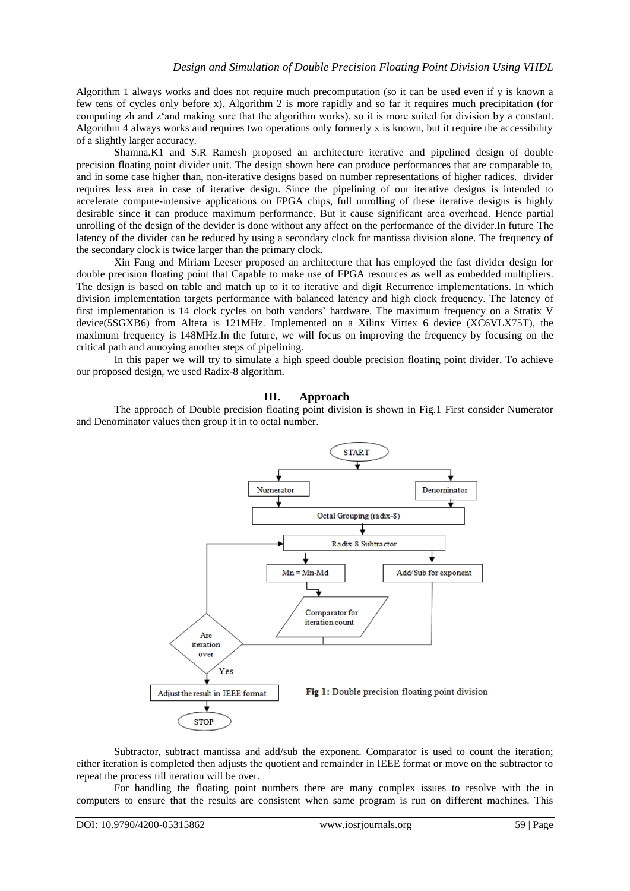Algorithm 1 always works and does not require much precomputation (so it can be used even if y is known a few tens of cycles only before x). Algorithm 2 is more rapidly and so far it requires much precipitation (for computing zh and z'and making sure that the algorithm works), so it is more suited for division by a constant. Algorithm 4 always works and requires two operations only formerly x is known, but it require the accessibility of a slightly larger accuracy.

Shamna.K1 and S.R Ramesh proposed an architecture iterative and pipelined design of double precision floating point divider unit. The design shown here can produce performances that are comparable to, and in some case higher than, non-iterative designs based on number representations of higher radices. divider requires less area in case of iterative design. Since the pipelining of our iterative designs is intended to accelerate compute-intensive applications on FPGA chips, full unrolling of these iterative designs is highly desirable since it can produce maximum performance. But it cause significant area overhead. Hence partial unrolling of the design of the devider is done without any affect on the performance of the divider.In future The latency of the divider can be reduced by using a secondary clock for mantissa division alone. The frequency of the secondary clock is twice larger than the primary clock.

Xin Fang and Miriam Leeser proposed an architecture that has employed the fast divider design for double precision floating point that Capable to make use of FPGA resources as well as embedded multipliers. The design is based on table and match up to it to iterative and digit Recurrence implementations. In which division implementation targets performance with balanced latency and high clock frequency. The latency of first implementation is 14 clock cycles on both vendors' hardware. The maximum frequency on a Stratix V device(5SGXB6) from Altera is 121MHz. Implemented on a Xilinx Virtex 6 device (XC6VLX75T), the maximum frequency is 148MHz.In the future, we will focus on improving the frequency by focusing on the critical path and annoying another steps of pipelining.

In this paper we will try to simulate a high speed double precision floating point divider. To achieve our proposed design, we used Radix-8 algorithm.

## III. Approach

The approach of Double precision floating point division is shown in Fig.1 First consider Numerator and Denominator values then group it in to octal number.

START → Numerator / Denominator → Octal Grouping (radix-8) → Radix-8 Subtractor → Mn = Mn-Md → Comparator for iteration count; Radix-8 Subtractor → Add/Sub for exponent → Are iteration over (No: back to Radix-8 Subtractor; Yes) → Adjust the result in IEEE format → STOP

**Fig 1:** Double precision floating point division

Subtractor, subtract mantissa and add/sub the exponent. Comparator is used to count the iteration; either iteration is completed then adjusts the quotient and remainder in IEEE format or move on the subtractor to repeat the process till iteration will be over.

For handling the floating point numbers there are many complex issues to resolve with the in computers to ensure that the results are consistent when same program is run on different machines. This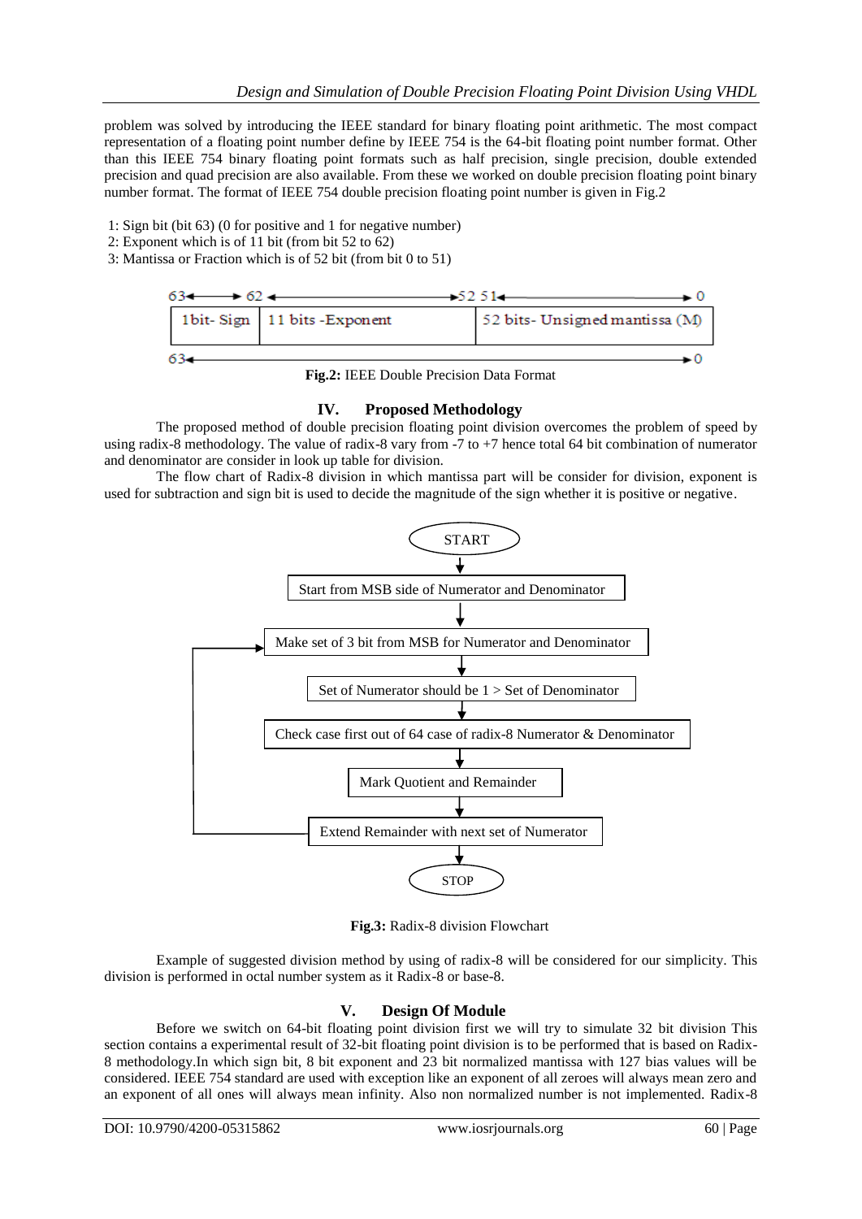problem was solved by introducing the IEEE standard for binary floating point arithmetic. The most compact representation of a floating point number define by IEEE 754 is the 64-bit floating point number format. Other than this IEEE 754 binary floating point formats such as half precision, single precision, double extended precision and quad precision are also available. From these we worked on double precision floating point binary number format. The format of IEEE 754 double precision floating point number is given in Fig.2

1: Sign bit (bit 63) (0 for positive and 1 for negative number)
2: Exponent which is of 11 bit (from bit 52 to 62)
3: Mantissa or Fraction which is of 52 bit (from bit 0 to 51)

| 63 ⟷ 62 | 62 ⟷ 52 | 51 ⟷ 0 |
|---|---|---|
| 1bit- Sign | 11 bits -Exponent | 52 bits- Unsigned mantissa (M) |

63 ⟷ 0

**Fig.2:** IEEE Double Precision Data Format

## IV. Proposed Methodology

The proposed method of double precision floating point division overcomes the problem of speed by using radix-8 methodology. The value of radix-8 vary from -7 to +7 hence total 64 bit combination of numerator and denominator are consider in look up table for division.

The flow chart of Radix-8 division in which mantissa part will be consider for division, exponent is used for subtraction and sign bit is used to decide the magnitude of the sign whether it is positive or negative.

START
↓
Start from MSB side of Numerator and Denominator
↓
Make set of 3 bit from MSB for Numerator and Denominator
↓
Set of Numerator should be 1 > Set of Denominator
↓
Check case first out of 64 case of radix-8 Numerator & Denominator
↓
Mark Quotient and Remainder
↓
Extend Remainder with next set of Numerator (loops back to "Make set of 3 bit from MSB for Numerator and Denominator")
↓
STOP

**Fig.3:** Radix-8 division Flowchart

Example of suggested division method by using of radix-8 will be considered for our simplicity. This division is performed in octal number system as it Radix-8 or base-8.

## V. Design Of Module

Before we switch on 64-bit floating point division first we will try to simulate 32 bit division This section contains a experimental result of 32-bit floating point division is to be performed that is based on Radix-8 methodology.In which sign bit, 8 bit exponent and 23 bit normalized mantissa with 127 bias values will be considered. IEEE 754 standard are used with exception like an exponent of all zeroes will always mean zero and an exponent of all ones will always mean infinity. Also non normalized number is not implemented. Radix-8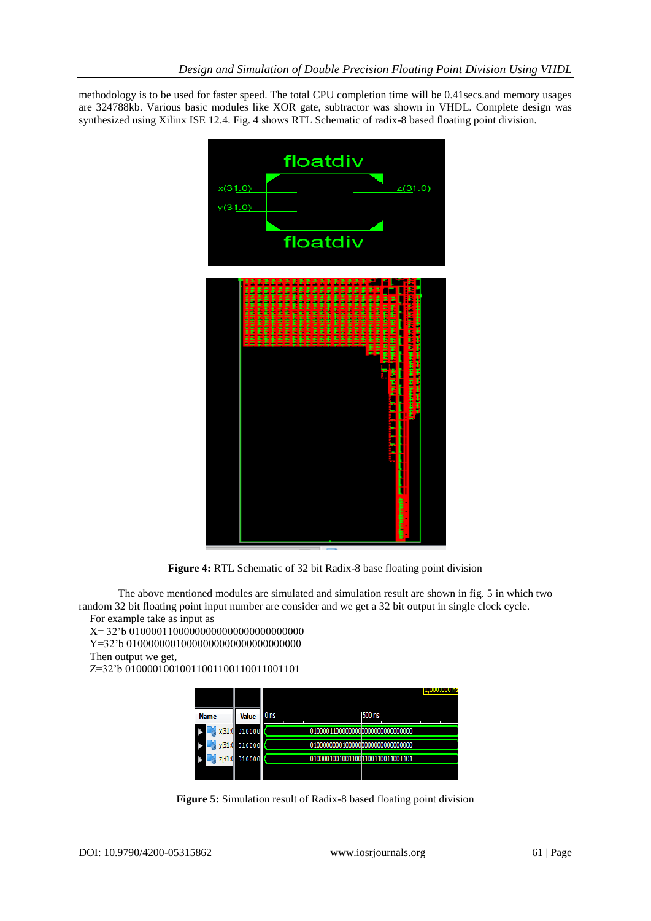methodology is to be used for faster speed. The total CPU completion time will be 0.41secs.and memory usages are 324788kb. Various basic modules like XOR gate, subtractor was shown in VHDL. Complete design was synthesized using Xilinx ISE 12.4. Fig. 4 shows RTL Schematic of radix-8 based floating point division.

**Figure 4:** RTL Schematic of 32 bit Radix-8 base floating point division

The above mentioned modules are simulated and simulation result are shown in fig. 5 in which two random 32 bit floating point input number are consider and we get a 32 bit output in single clock cycle.

For example take as input as

X= 32'b 01000011000000000000000000000000

Y=32'b 01000000010000000000000000000000

Then output we get,

Z=32'b 01000010010011001100110011001101

**Figure 5:** Simulation result of Radix-8 based floating point division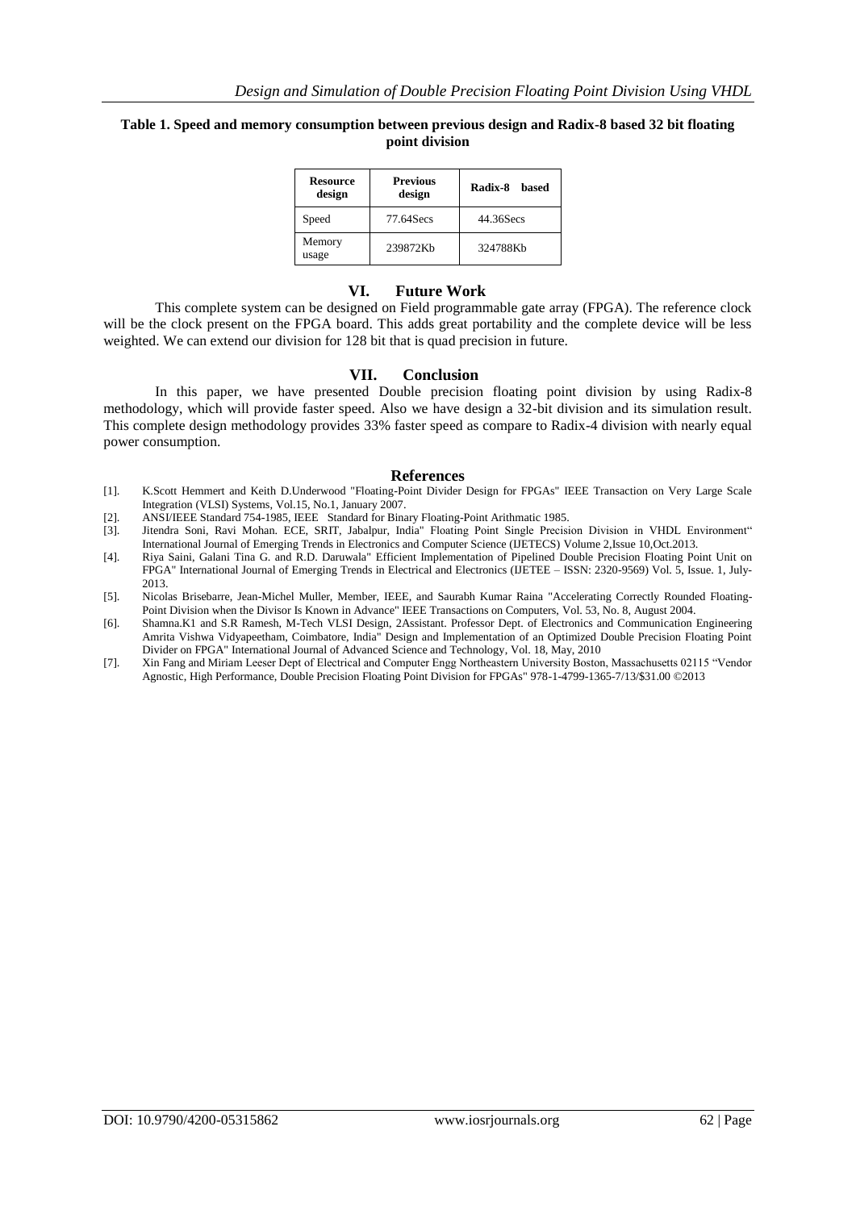**Table 1. Speed and memory consumption between previous design and Radix-8 based 32 bit floating point division**

| Resource design | Previous design | Radix-8 based |
|---|---|---|
| Speed | 77.64Secs | 44.36Secs |
| Memory usage | 239872Kb | 324788Kb |

## VI. Future Work

This complete system can be designed on Field programmable gate array (FPGA). The reference clock will be the clock present on the FPGA board. This adds great portability and the complete device will be less weighted. We can extend our division for 128 bit that is quad precision in future.

## VII. Conclusion

In this paper, we have presented Double precision floating point division by using Radix-8 methodology, which will provide faster speed. Also we have design a 32-bit division and its simulation result. This complete design methodology provides 33% faster speed as compare to Radix-4 division with nearly equal power consumption.

## References

[1]. K.Scott Hemmert and Keith D.Underwood "Floating-Point Divider Design for FPGAs" IEEE Transaction on Very Large Scale Integration (VLSI) Systems, Vol.15, No.1, January 2007.

[2]. ANSI/IEEE Standard 754-1985, IEEE Standard for Binary Floating-Point Arithmatic 1985.

[3]. Jitendra Soni, Ravi Mohan. ECE, SRIT, Jabalpur, India" Floating Point Single Precision Division in VHDL Environment" International Journal of Emerging Trends in Electronics and Computer Science (IJETECS) Volume 2,Issue 10,Oct.2013.

[4]. Riya Saini, Galani Tina G. and R.D. Daruwala" Efficient Implementation of Pipelined Double Precision Floating Point Unit on FPGA" International Journal of Emerging Trends in Electrical and Electronics (IJETEE – ISSN: 2320-9569) Vol. 5, Issue. 1, July-2013.

[5]. Nicolas Brisebarre, Jean-Michel Muller, Member, IEEE, and Saurabh Kumar Raina "Accelerating Correctly Rounded Floating-Point Division when the Divisor Is Known in Advance" IEEE Transactions on Computers, Vol. 53, No. 8, August 2004.

[6]. Shamna.K1 and S.R Ramesh, M-Tech VLSI Design, 2Assistant. Professor Dept. of Electronics and Communication Engineering Amrita Vishwa Vidyapeetham, Coimbatore, India" Design and Implementation of an Optimized Double Precision Floating Point Divider on FPGA" International Journal of Advanced Science and Technology, Vol. 18, May, 2010

[7]. Xin Fang and Miriam Leeser Dept of Electrical and Computer Engg Northeastern University Boston, Massachusetts 02115 "Vendor Agnostic, High Performance, Double Precision Floating Point Division for FPGAs" 978-1-4799-1365-7/13/$31.00 ©2013